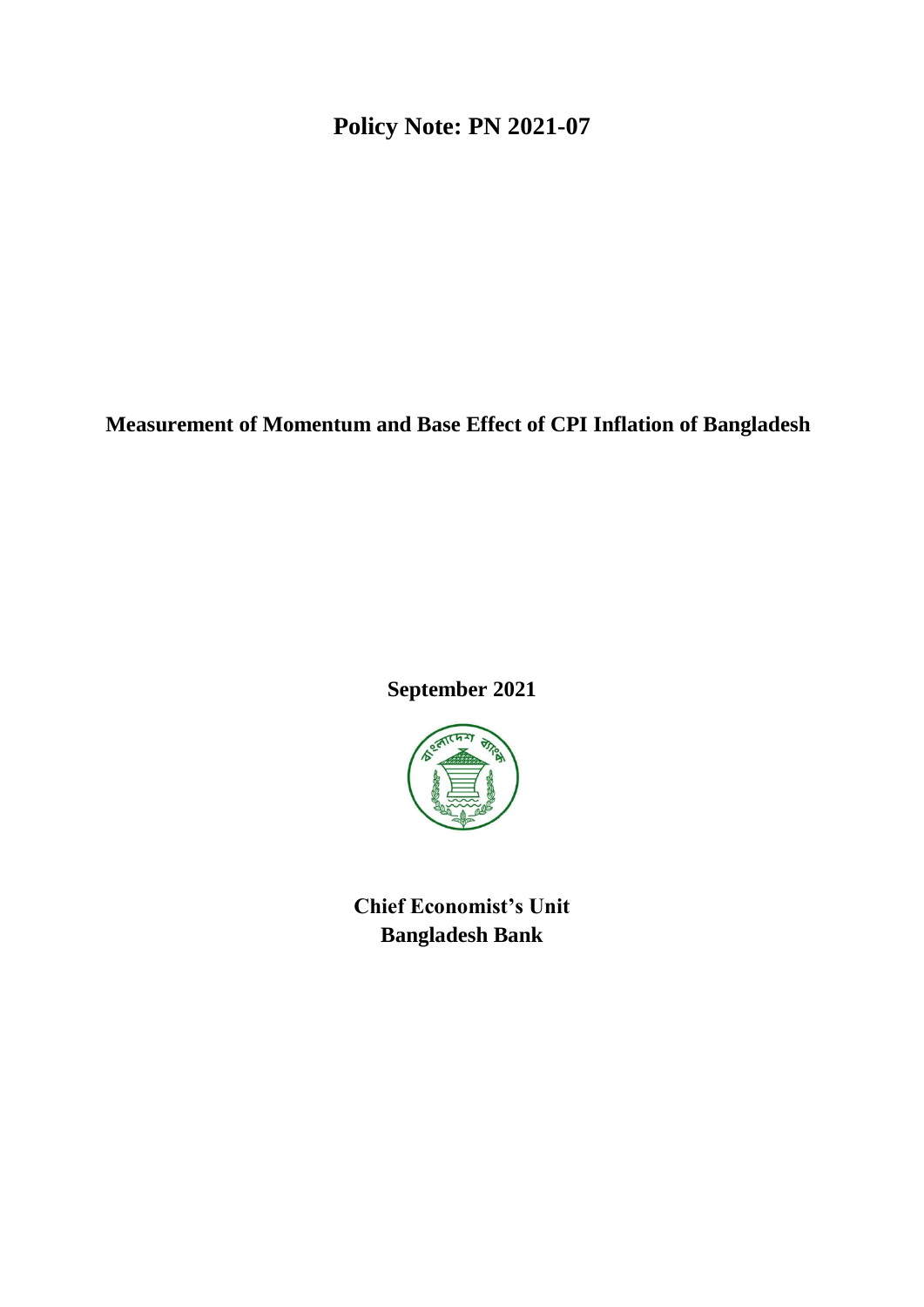# Policy Note: PN 2021-07

## Measurement of Momentum and Base Effect of CPI Inflation of Bangladesh

**September 2021**

**Chief Economist's Unit**
**Bangladesh Bank**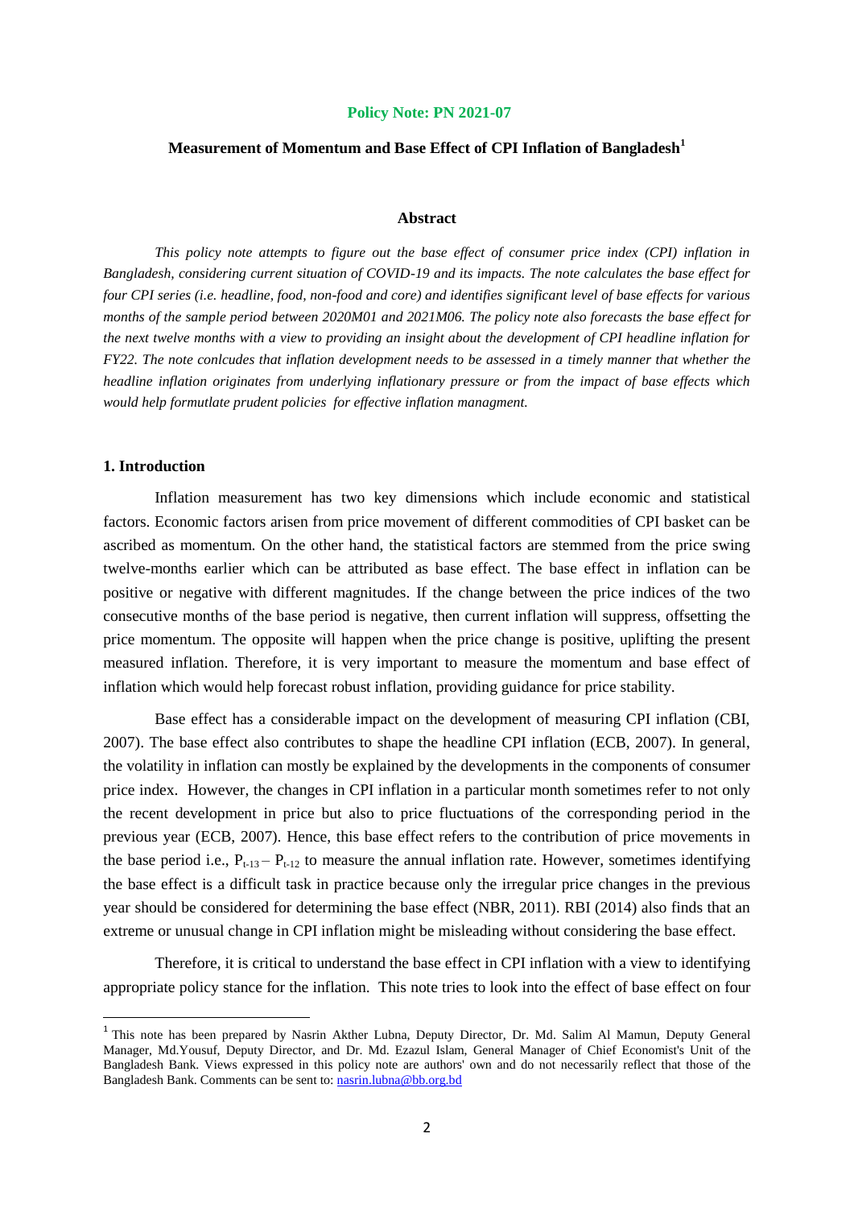**Policy Note: PN 2021-07**

## Measurement of Momentum and Base Effect of CPI Inflation of Bangladesh[1]

### Abstract

*This policy note attempts to figure out the base effect of consumer price index (CPI) inflation in Bangladesh, considering current situation of COVID-19 and its impacts. The note calculates the base effect for four CPI series (i.e. headline, food, non-food and core) and identifies significant level of base effects for various months of the sample period between 2020M01 and 2021M06. The policy note also forecasts the base effect for the next twelve months with a view to providing an insight about the development of CPI headline inflation for FY22. The note conlcudes that inflation development needs to be assessed in a timely manner that whether the headline inflation originates from underlying inflationary pressure or from the impact of base effects which would help formutlate prudent policies for effective inflation managment.*

### 1. Introduction

Inflation measurement has two key dimensions which include economic and statistical factors. Economic factors arisen from price movement of different commodities of CPI basket can be ascribed as momentum. On the other hand, the statistical factors are stemmed from the price swing twelve-months earlier which can be attributed as base effect. The base effect in inflation can be positive or negative with different magnitudes. If the change between the price indices of the two consecutive months of the base period is negative, then current inflation will suppress, offsetting the price momentum. The opposite will happen when the price change is positive, uplifting the present measured inflation. Therefore, it is very important to measure the momentum and base effect of inflation which would help forecast robust inflation, providing guidance for price stability.

Base effect has a considerable impact on the development of measuring CPI inflation (CBI, 2007). The base effect also contributes to shape the headline CPI inflation (ECB, 2007). In general, the volatility in inflation can mostly be explained by the developments in the components of consumer price index. However, the changes in CPI inflation in a particular month sometimes refer to not only the recent development in price but also to price fluctuations of the corresponding period in the previous year (ECB, 2007). Hence, this base effect refers to the contribution of price movements in the base period i.e., $P_{t-13} - P_{t-12}$ to measure the annual inflation rate. However, sometimes identifying the base effect is a difficult task in practice because only the irregular price changes in the previous year should be considered for determining the base effect (NBR, 2011). RBI (2014) also finds that an extreme or unusual change in CPI inflation might be misleading without considering the base effect.

Therefore, it is critical to understand the base effect in CPI inflation with a view to identifying appropriate policy stance for the inflation. This note tries to look into the effect of base effect on four

[1] This note has been prepared by Nasrin Akther Lubna, Deputy Director, Dr. Md. Salim Al Mamun, Deputy General Manager, Md.Yousuf, Deputy Director, and Dr. Md. Ezazul Islam, General Manager of Chief Economist's Unit of the Bangladesh Bank. Views expressed in this policy note are authors' own and do not necessarily reflect that those of the Bangladesh Bank. Comments can be sent to: nasrin.lubna@bb.org.bd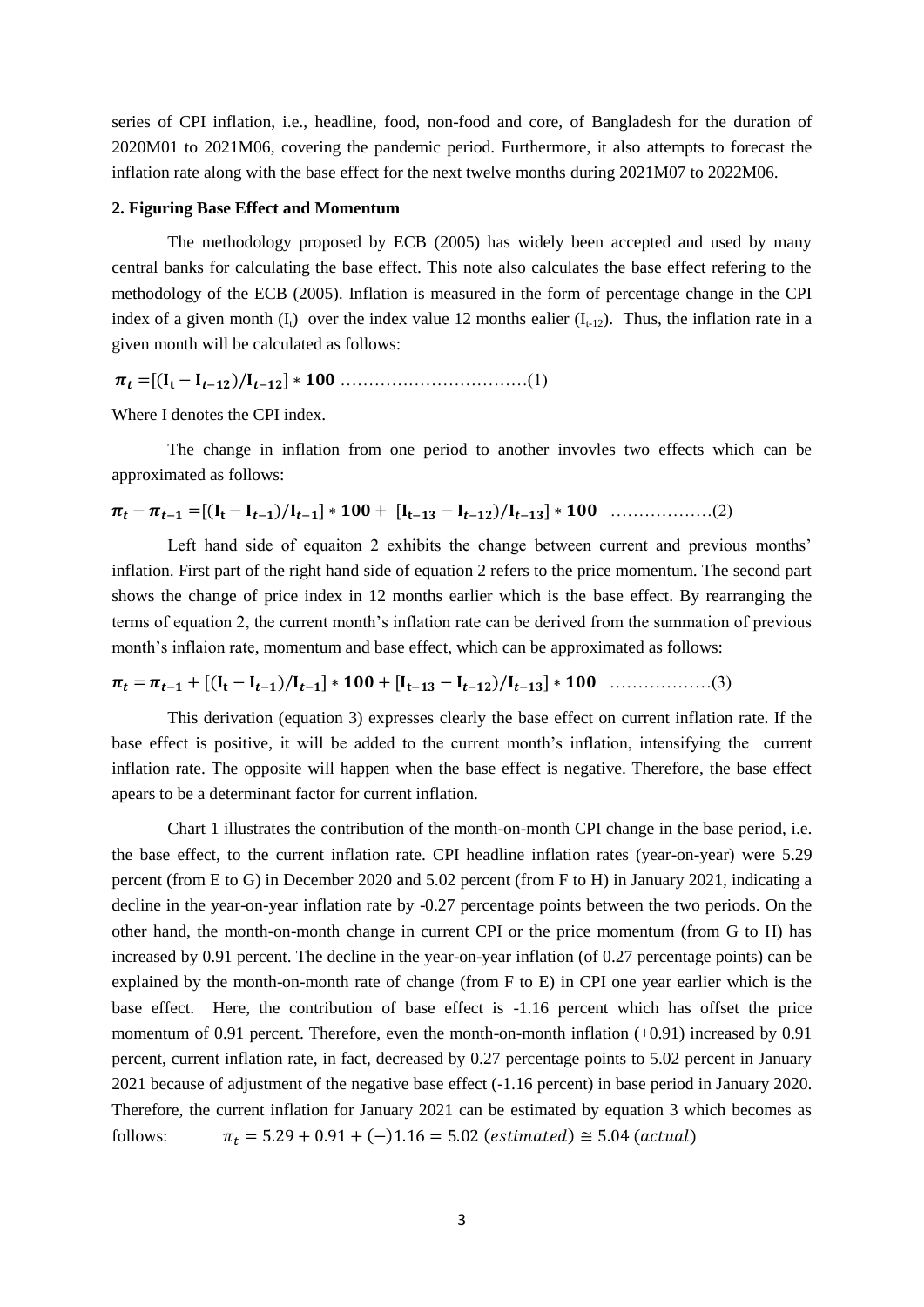series of CPI inflation, i.e., headline, food, non-food and core, of Bangladesh for the duration of 2020M01 to 2021M06, covering the pandemic period. Furthermore, it also attempts to forecast the inflation rate along with the base effect for the next twelve months during 2021M07 to 2022M06.

## 2. Figuring Base Effect and Momentum

The methodology proposed by ECB (2005) has widely been accepted and used by many central banks for calculating the base effect. This note also calculates the base effect refering to the methodology of the ECB (2005). Inflation is measured in the form of percentage change in the CPI index of a given month ($I_t$) over the index value 12 months ealier ($I_{t-12}$). Thus, the inflation rate in a given month will be calculated as follows:

$$\boldsymbol{\pi_t} = [(\mathbf{I_t} - \mathbf{I_{t-12}})/\mathbf{I_{t-12}}] * \mathbf{100} \quad \ldots\ldots\ldots\ldots\ldots\ldots\ldots\ldots\ldots\ldots(1)$$

Where I denotes the CPI index.

The change in inflation from one period to another invovles two effects which can be approximated as follows:

$$\boldsymbol{\pi_t} - \boldsymbol{\pi_{t-1}} = [(\mathbf{I_t} - \mathbf{I_{t-1}})/\mathbf{I_{t-1}}] * \mathbf{100} + [\mathbf{I_{t-13}} - \mathbf{I_{t-12}})/\mathbf{I_{t-13}}] * \mathbf{100} \quad \ldots\ldots\ldots\ldots\ldots\ldots(2)$$

Left hand side of equaiton 2 exhibits the change between current and previous months' inflation. First part of the right hand side of equation 2 refers to the price momentum. The second part shows the change of price index in 12 months earlier which is the base effect. By rearranging the terms of equation 2, the current month's inflation rate can be derived from the summation of previous month's inflaion rate, momentum and base effect, which can be approximated as follows:

$$\boldsymbol{\pi_t} = \boldsymbol{\pi_{t-1}} + [(\mathbf{I_t} - \mathbf{I_{t-1}})/\mathbf{I_{t-1}}] * \mathbf{100} + [\mathbf{I_{t-13}} - \mathbf{I_{t-12}})/\mathbf{I_{t-13}}] * \mathbf{100} \quad \ldots\ldots\ldots\ldots\ldots\ldots(3)$$

This derivation (equation 3) expresses clearly the base effect on current inflation rate. If the base effect is positive, it will be added to the current month's inflation, intensifying the current inflation rate. The opposite will happen when the base effect is negative. Therefore, the base effect apears to be a determinant factor for current inflation.

Chart 1 illustrates the contribution of the month-on-month CPI change in the base period, i.e. the base effect, to the current inflation rate. CPI headline inflation rates (year-on-year) were 5.29 percent (from E to G) in December 2020 and 5.02 percent (from F to H) in January 2021, indicating a decline in the year-on-year inflation rate by -0.27 percentage points between the two periods. On the other hand, the month-on-month change in current CPI or the price momentum (from G to H) has increased by 0.91 percent. The decline in the year-on-year inflation (of 0.27 percentage points) can be explained by the month-on-month rate of change (from F to E) in CPI one year earlier which is the base effect. Here, the contribution of base effect is -1.16 percent which has offset the price momentum of 0.91 percent. Therefore, even the month-on-month inflation (+0.91) increased by 0.91 percent, current inflation rate, in fact, decreased by 0.27 percentage points to 5.02 percent in January 2021 because of adjustment of the negative base effect (-1.16 percent) in base period in January 2020. Therefore, the current inflation for January 2021 can be estimated by equation 3 which becomes as follows: $\pi_t = 5.29 + 0.91 + (-)1.16 = 5.02\ (estimated) \cong 5.04\ (actual)$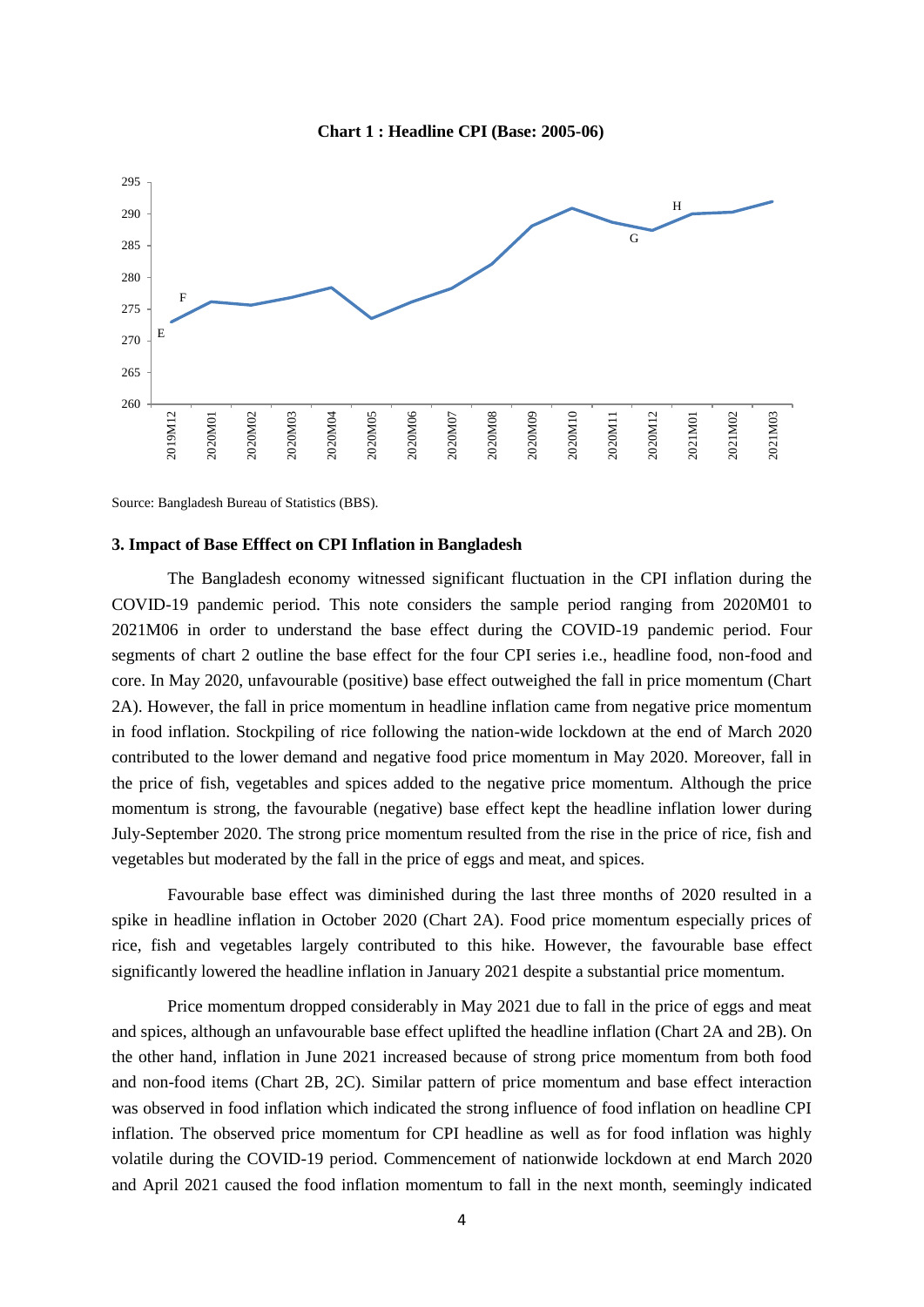**Chart 1 : Headline CPI (Base: 2005-06)**

Source: Bangladesh Bureau of Statistics (BBS).

### 3. Impact of Base Efffect on CPI Inflation in Bangladesh

The Bangladesh economy witnessed significant fluctuation in the CPI inflation during the COVID-19 pandemic period. This note considers the sample period ranging from 2020M01 to 2021M06 in order to understand the base effect during the COVID-19 pandemic period. Four segments of chart 2 outline the base effect for the four CPI series i.e., headline food, non-food and core. In May 2020, unfavourable (positive) base effect outweighed the fall in price momentum (Chart 2A). However, the fall in price momentum in headline inflation came from negative price momentum in food inflation. Stockpiling of rice following the nation-wide lockdown at the end of March 2020 contributed to the lower demand and negative food price momentum in May 2020. Moreover, fall in the price of fish, vegetables and spices added to the negative price momentum. Although the price momentum is strong, the favourable (negative) base effect kept the headline inflation lower during July-September 2020. The strong price momentum resulted from the rise in the price of rice, fish and vegetables but moderated by the fall in the price of eggs and meat, and spices.

Favourable base effect was diminished during the last three months of 2020 resulted in a spike in headline inflation in October 2020 (Chart 2A). Food price momentum especially prices of rice, fish and vegetables largely contributed to this hike. However, the favourable base effect significantly lowered the headline inflation in January 2021 despite a substantial price momentum.

Price momentum dropped considerably in May 2021 due to fall in the price of eggs and meat and spices, although an unfavourable base effect uplifted the headline inflation (Chart 2A and 2B). On the other hand, inflation in June 2021 increased because of strong price momentum from both food and non-food items (Chart 2B, 2C). Similar pattern of price momentum and base effect interaction was observed in food inflation which indicated the strong influence of food inflation on headline CPI inflation. The observed price momentum for CPI headline as well as for food inflation was highly volatile during the COVID-19 period. Commencement of nationwide lockdown at end March 2020 and April 2021 caused the food inflation momentum to fall in the next month, seemingly indicated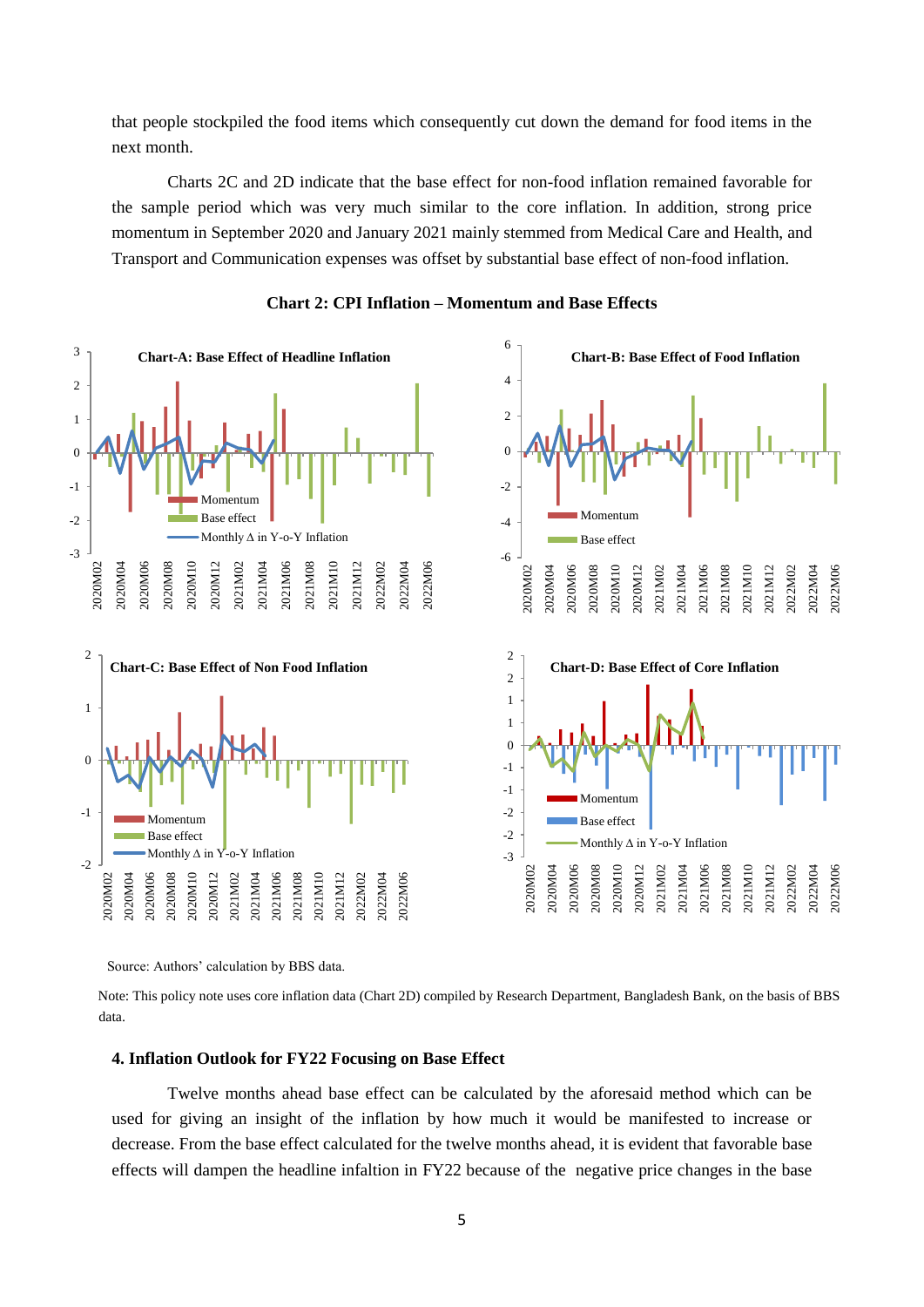that people stockpiled the food items which consequently cut down the demand for food items in the next month.

Charts 2C and 2D indicate that the base effect for non-food inflation remained favorable for the sample period which was very much similar to the core inflation. In addition, strong price momentum in September 2020 and January 2021 mainly stemmed from Medical Care and Health, and Transport and Communication expenses was offset by substantial base effect of non-food inflation.

**Chart 2: CPI Inflation – Momentum and Base Effects**

Source: Authors' calculation by BBS data.

Note: This policy note uses core inflation data (Chart 2D) compiled by Research Department, Bangladesh Bank, on the basis of BBS data.

### 4. Inflation Outlook for FY22 Focusing on Base Effect

Twelve months ahead base effect can be calculated by the aforesaid method which can be used for giving an insight of the inflation by how much it would be manifested to increase or decrease. From the base effect calculated for the twelve months ahead, it is evident that favorable base effects will dampen the headline infaltion in FY22 because of the negative price changes in the base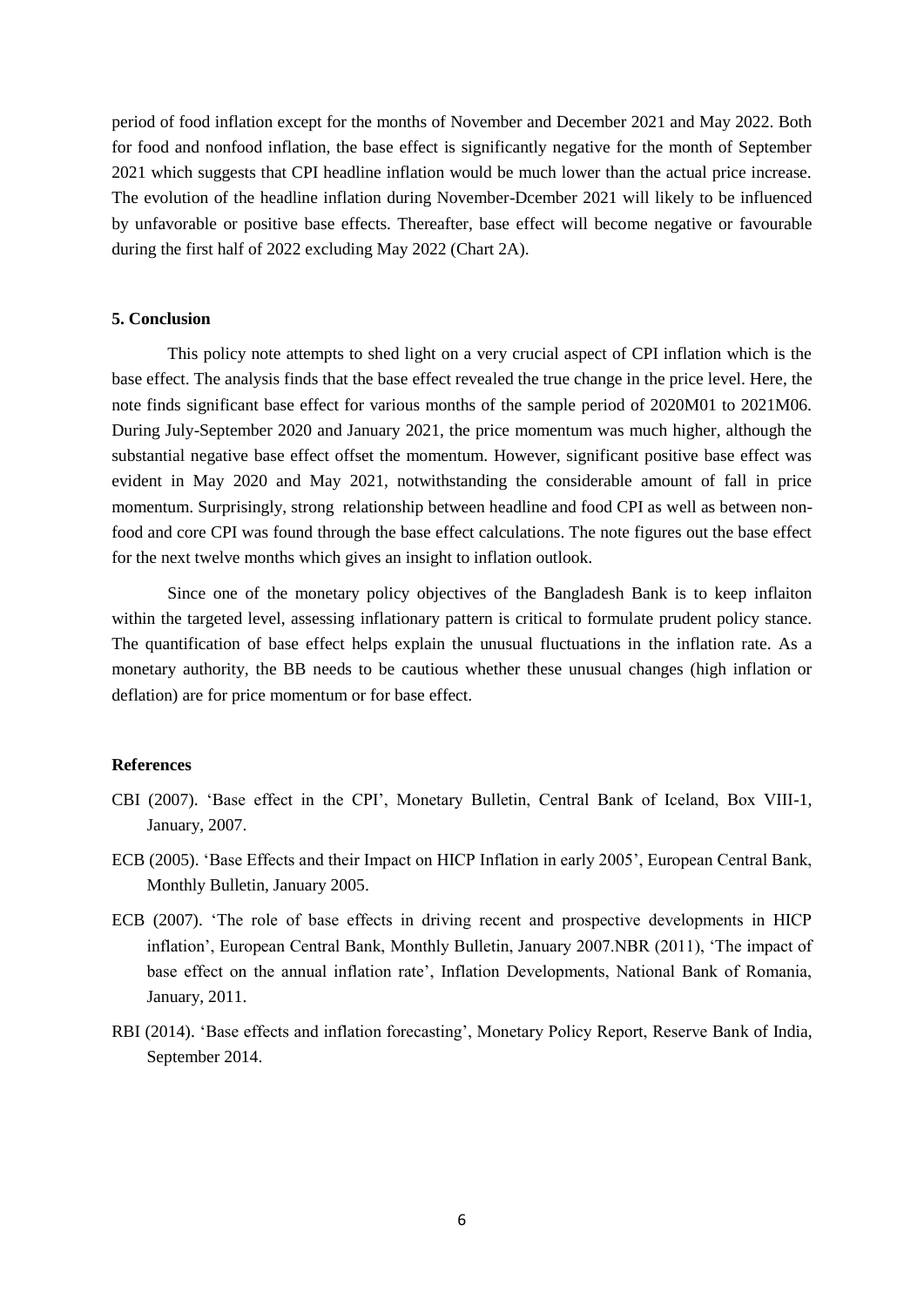period of food inflation except for the months of November and December 2021 and May 2022. Both for food and nonfood inflation, the base effect is significantly negative for the month of September 2021 which suggests that CPI headline inflation would be much lower than the actual price increase. The evolution of the headline inflation during November-Dcember 2021 will likely to be influenced by unfavorable or positive base effects. Thereafter, base effect will become negative or favourable during the first half of 2022 excluding May 2022 (Chart 2A).

### 5. Conclusion

This policy note attempts to shed light on a very crucial aspect of CPI inflation which is the base effect. The analysis finds that the base effect revealed the true change in the price level. Here, the note finds significant base effect for various months of the sample period of 2020M01 to 2021M06. During July-September 2020 and January 2021, the price momentum was much higher, although the substantial negative base effect offset the momentum. However, significant positive base effect was evident in May 2020 and May 2021, notwithstanding the considerable amount of fall in price momentum. Surprisingly, strong relationship between headline and food CPI as well as between non-food and core CPI was found through the base effect calculations. The note figures out the base effect for the next twelve months which gives an insight to inflation outlook.

Since one of the monetary policy objectives of the Bangladesh Bank is to keep inflaiton within the targeted level, assessing inflationary pattern is critical to formulate prudent policy stance. The quantification of base effect helps explain the unusual fluctuations in the inflation rate. As a monetary authority, the BB needs to be cautious whether these unusual changes (high inflation or deflation) are for price momentum or for base effect.

### References

CBI (2007). 'Base effect in the CPI', Monetary Bulletin, Central Bank of Iceland, Box VIII-1, January, 2007.

ECB (2005). 'Base Effects and their Impact on HICP Inflation in early 2005', European Central Bank, Monthly Bulletin, January 2005.

ECB (2007). 'The role of base effects in driving recent and prospective developments in HICP inflation', European Central Bank, Monthly Bulletin, January 2007.NBR (2011), 'The impact of base effect on the annual inflation rate', Inflation Developments, National Bank of Romania, January, 2011.

RBI (2014). 'Base effects and inflation forecasting', Monetary Policy Report, Reserve Bank of India, September 2014.